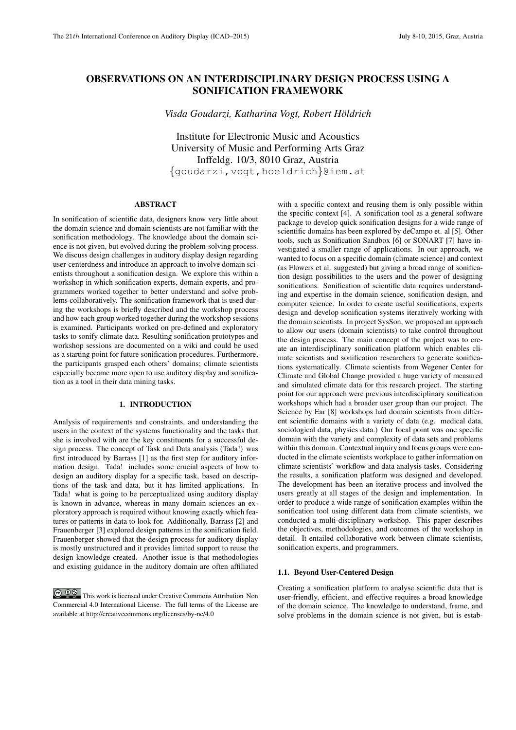# OBSERVATIONS ON AN INTERDISCIPLINARY DESIGN PROCESS USING A SONIFICATION FRAMEWORK

*Visda Goudarzi, Katharina Vogt, Robert Höldrich*

Institute for Electronic Music and Acoustics
University of Music and Performing Arts Graz
Inffeldg. 10/3, 8010 Graz, Austria
{goudarzi,vogt,hoeldrich}@iem.at

## ABSTRACT

In sonification of scientific data, designers know very little about the domain science and domain scientists are not familiar with the sonification methodology. The knowledge about the domain science is not given, but evolved during the problem-solving process. We discuss design challenges in auditory display design regarding user-centerdness and introduce an approach to involve domain scientists throughout a sonification design. We explore this within a workshop in which sonification experts, domain experts, and programmers worked together to better understand and solve problems collaboratively. The sonification framework that is used during the workshops is briefly described and the workshop process and how each group worked together during the workshop sessions is examined. Participants worked on pre-defined and exploratory tasks to sonify climate data. Resulting sonification prototypes and workshop sessions are documented on a wiki and could be used as a starting point for future sonification procedures. Furthermore, the participants grasped each others' domains; climate scientists especially became more open to use auditory display and sonification as a tool in their data mining tasks.

## 1. INTRODUCTION

Analysis of requirements and constraints, and understanding the users in the context of the systems functionality and the tasks that she is involved with are the key constituents for a successful design process. The concept of Task and Data analysis (Tada!) was first introduced by Barrass [1] as the first step for auditory information design. Tada! includes some crucial aspects of how to design an auditory display for a specific task, based on descriptions of the task and data, but it has limited applications. In Tada! what is going to be perceptualized using auditory display is known in advance, whereas in many domain sciences an exploratory approach is required without knowing exactly which features or patterns in data to look for. Additionally, Barrass [2] and Frauenberger [3] explored design patterns in the sonification field. Frauenberger showed that the design process for auditory display is mostly unstructured and it provides limited support to reuse the design knowledge created. Another issue is that methodologies and existing guidance in the auditory domain are often affiliated with a specific context and reusing them is only possible within the specific context [4]. A sonification tool as a general software package to develop quick sonification designs for a wide range of scientific domains has been explored by deCampo et. al [5]. Other tools, such as Sonification Sandbox [6] or SONART [7] have investigated a smaller range of applications. In our approach, we wanted to focus on a specific domain (climate science) and context (as Flowers et al. suggested) but giving a broad range of sonification design possibilities to the users and the power of designing sonifications. Sonification of scientific data requires understanding and expertise in the domain science, sonification design, and computer science. In order to create useful sonifications, experts design and develop sonification systems iteratively working with the domain scientists. In project SysSon, we proposed an approach to allow our users (domain scientists) to take control throughout the design process. The main concept of the project was to create an interdisciplinary sonification platform which enables climate scientists and sonification researchers to generate sonifications systematically. Climate scientists from Wegener Center for Climate and Global Change provided a huge variety of measured and simulated climate data for this research project. The starting point for our approach were previous interdisciplinary sonification workshops which had a broader user group than our project. The Science by Ear [8] workshops had domain scientists from different scientific domains with a variety of data (e.g. medical data, sociological data, physics data.) Our focal point was one specific domain with the variety and complexity of data sets and problems within this domain. Contextual inquiry and focus groups were conducted in the climate scientists workplace to gather information on climate scientists' workflow and data analysis tasks. Considering the results, a sonification platform was designed and developed. The development has been an iterative process and involved the users greatly at all stages of the design and implementation. In order to produce a wide range of sonification examples within the sonification tool using different data from climate scientists, we conducted a multi-disciplinary workshop. This paper describes the objectives, methodologies, and outcomes of the workshop in detail. It entailed collaborative work between climate scientists, sonification experts, and programmers.

### 1.1. Beyond User-Centered Design

Creating a sonification platform to analyse scientific data that is user-friendly, efficient, and effective requires a broad knowledge of the domain science. The knowledge to understand, frame, and solve problems in the domain science is not given, but is estab-

This work is licensed under Creative Commons Attribution Non Commercial 4.0 International License. The full terms of the License are available at http://creativecommons.org/licenses/by-nc/4.0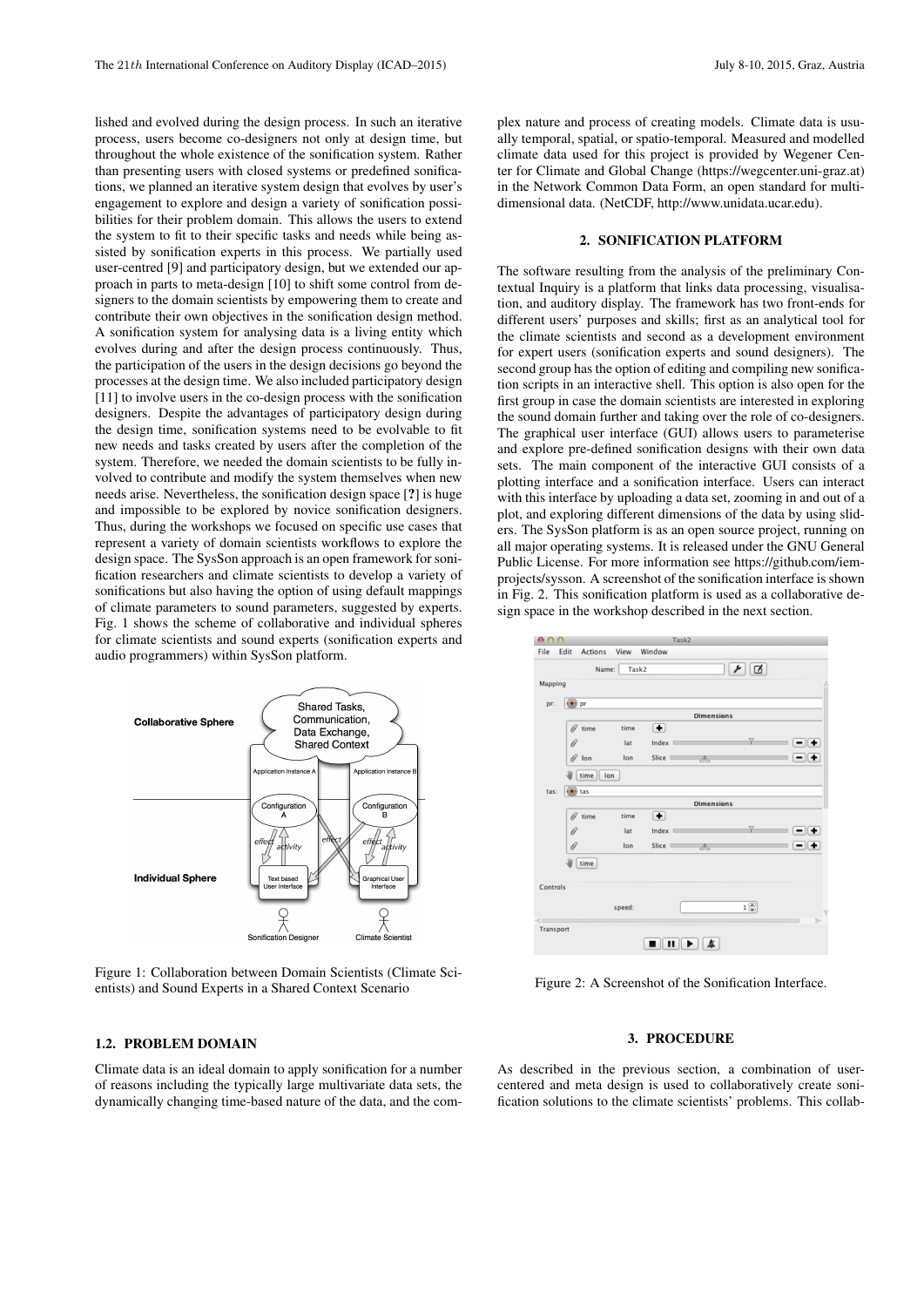lished and evolved during the design process. In such an iterative process, users become co-designers not only at design time, but throughout the whole existence of the sonification system. Rather than presenting users with closed systems or predefined sonifications, we planned an iterative system design that evolves by user's engagement to explore and design a variety of sonification possibilities for their problem domain. This allows the users to extend the system to fit to their specific tasks and needs while being assisted by sonification experts in this process. We partially used user-centred [9] and participatory design, but we extended our approach in parts to meta-design [10] to shift some control from designers to the domain scientists by empowering them to create and contribute their own objectives in the sonification design method. A sonification system for analysing data is a living entity which evolves during and after the design process continuously. Thus, the participation of the users in the design decisions go beyond the processes at the design time. We also included participatory design [11] to involve users in the co-design process with the sonification designers. Despite the advantages of participatory design during the design time, sonification systems need to be evolvable to fit new needs and tasks created by users after the completion of the system. Therefore, we needed the domain scientists to be fully involved to contribute and modify the system themselves when new needs arise. Nevertheless, the sonification design space [?] is huge and impossible to be explored by novice sonification designers. Thus, during the workshops we focused on specific use cases that represent a variety of domain scientists workflows to explore the design space. The SysSon approach is an open framework for sonification researchers and climate scientists to develop a variety of sonifications but also having the option of using default mappings of climate parameters to sound parameters, suggested by experts. Fig. 1 shows the scheme of collaborative and individual spheres for climate scientists and sound experts (sonification experts and audio programmers) within SysSon platform.

Figure 1: Collaboration between Domain Scientists (Climate Scientists) and Sound Experts in a Shared Context Scenario

### 1.2. PROBLEM DOMAIN

Climate data is an ideal domain to apply sonification for a number of reasons including the typically large multivariate data sets, the dynamically changing time-based nature of the data, and the complex nature and process of creating models. Climate data is usually temporal, spatial, or spatio-temporal. Measured and modelled climate data used for this project is provided by Wegener Center for Climate and Global Change (https://wegcenter.uni-graz.at) in the Network Common Data Form, an open standard for multi-dimensional data. (NetCDF, http://www.unidata.ucar.edu).

## 2. SONIFICATION PLATFORM

The software resulting from the analysis of the preliminary Contextual Inquiry is a platform that links data processing, visualisation, and auditory display. The framework has two front-ends for different users' purposes and skills; first as an analytical tool for the climate scientists and second as a development environment for expert users (sonification experts and sound designers). The second group has the option of editing and compiling new sonification scripts in an interactive shell. This option is also open for the first group in case the domain scientists are interested in exploring the sound domain further and taking over the role of co-designers. The graphical user interface (GUI) allows users to parameterise and explore pre-defined sonification designs with their own data sets. The main component of the interactive GUI consists of a plotting interface and a sonification interface. Users can interact with this interface by uploading a data set, zooming in and out of a plot, and exploring different dimensions of the data by using sliders. The SysSon platform is as an open source project, running on all major operating systems. It is released under the GNU General Public License. For more information see https://github.com/iem-projects/sysson. A screenshot of the sonification interface is shown in Fig. 2. This sonification platform is used as a collaborative design space in the workshop described in the next section.

Figure 2: A Screenshot of the Sonification Interface.

## 3. PROCEDURE

As described in the previous section, a combination of user-centered and meta design is used to collaboratively create sonification solutions to the climate scientists' problems. This collab-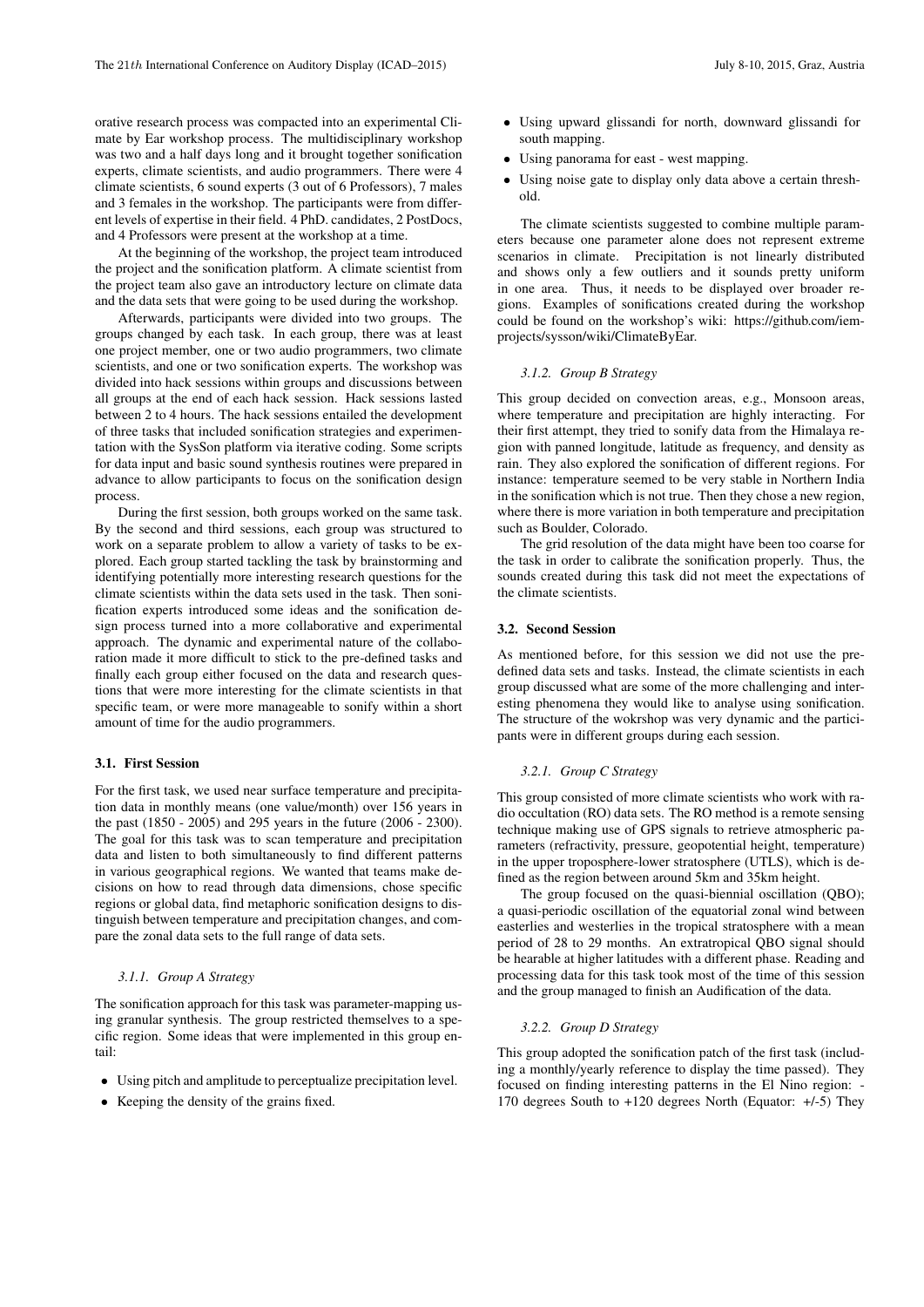orative research process was compacted into an experimental Climate by Ear workshop process. The multidisciplinary workshop was two and a half days long and it brought together sonification experts, climate scientists, and audio programmers. There were 4 climate scientists, 6 sound experts (3 out of 6 Professors), 7 males and 3 females in the workshop. The participants were from different levels of expertise in their field. 4 PhD. candidates, 2 PostDocs, and 4 Professors were present at the workshop at a time.

At the beginning of the workshop, the project team introduced the project and the sonification platform. A climate scientist from the project team also gave an introductory lecture on climate data and the data sets that were going to be used during the workshop.

Afterwards, participants were divided into two groups. The groups changed by each task. In each group, there was at least one project member, one or two audio programmers, two climate scientists, and one or two sonification experts. The workshop was divided into hack sessions within groups and discussions between all groups at the end of each hack session. Hack sessions lasted between 2 to 4 hours. The hack sessions entailed the development of three tasks that included sonification strategies and experimentation with the SysSon platform via iterative coding. Some scripts for data input and basic sound synthesis routines were prepared in advance to allow participants to focus on the sonification design process.

During the first session, both groups worked on the same task. By the second and third sessions, each group was structured to work on a separate problem to allow a variety of tasks to be explored. Each group started tackling the task by brainstorming and identifying potentially more interesting research questions for the climate scientists within the data sets used in the task. Then sonification experts introduced some ideas and the sonification design process turned into a more collaborative and experimental approach. The dynamic and experimental nature of the collaboration made it more difficult to stick to the pre-defined tasks and finally each group either focused on the data and research questions that were more interesting for the climate scientists in that specific team, or were more manageable to sonify within a short amount of time for the audio programmers.

### 3.1. First Session

For the first task, we used near surface temperature and precipitation data in monthly means (one value/month) over 156 years in the past (1850 - 2005) and 295 years in the future (2006 - 2300). The goal for this task was to scan temperature and precipitation data and listen to both simultaneously to find different patterns in various geographical regions. We wanted that teams make decisions on how to read through data dimensions, chose specific regions or global data, find metaphoric sonification designs to distinguish between temperature and precipitation changes, and compare the zonal data sets to the full range of data sets.

#### *3.1.1. Group A Strategy*

The sonification approach for this task was parameter-mapping using granular synthesis. The group restricted themselves to a specific region. Some ideas that were implemented in this group entail:

- Using pitch and amplitude to perceptualize precipitation level.
- Keeping the density of the grains fixed.
- Using upward glissandi for north, downward glissandi for south mapping.
- Using panorama for east - west mapping.
- Using noise gate to display only data above a certain threshold.

The climate scientists suggested to combine multiple parameters because one parameter alone does not represent extreme scenarios in climate. Precipitation is not linearly distributed and shows only a few outliers and it sounds pretty uniform in one area. Thus, it needs to be displayed over broader regions. Examples of sonifications created during the workshop could be found on the workshop's wiki: https://github.com/iem-projects/sysson/wiki/ClimateByEar.

#### *3.1.2. Group B Strategy*

This group decided on convection areas, e.g., Monsoon areas, where temperature and precipitation are highly interacting. For their first attempt, they tried to sonify data from the Himalaya region with panned longitude, latitude as frequency, and density as rain. They also explored the sonification of different regions. For instance: temperature seemed to be very stable in Northern India in the sonification which is not true. Then they chose a new region, where there is more variation in both temperature and precipitation such as Boulder, Colorado.

The grid resolution of the data might have been too coarse for the task in order to calibrate the sonification properly. Thus, the sounds created during this task did not meet the expectations of the climate scientists.

### 3.2. Second Session

As mentioned before, for this session we did not use the predefined data sets and tasks. Instead, the climate scientists in each group discussed what are some of the more challenging and interesting phenomena they would like to analyse using sonification. The structure of the wokrshop was very dynamic and the participants were in different groups during each session.

#### *3.2.1. Group C Strategy*

This group consisted of more climate scientists who work with radio occultation (RO) data sets. The RO method is a remote sensing technique making use of GPS signals to retrieve atmospheric parameters (refractivity, pressure, geopotential height, temperature) in the upper troposphere-lower stratosphere (UTLS), which is defined as the region between around 5km and 35km height.

The group focused on the quasi-biennial oscillation (QBO); a quasi-periodic oscillation of the equatorial zonal wind between easterlies and westerlies in the tropical stratosphere with a mean period of 28 to 29 months. An extratropical QBO signal should be hearable at higher latitudes with a different phase. Reading and processing data for this task took most of the time of this session and the group managed to finish an Audification of the data.

#### *3.2.2. Group D Strategy*

This group adopted the sonification patch of the first task (including a monthly/yearly reference to display the time passed). They focused on finding interesting patterns in the El Nino region: -170 degrees South to +120 degrees North (Equator: +/-5) They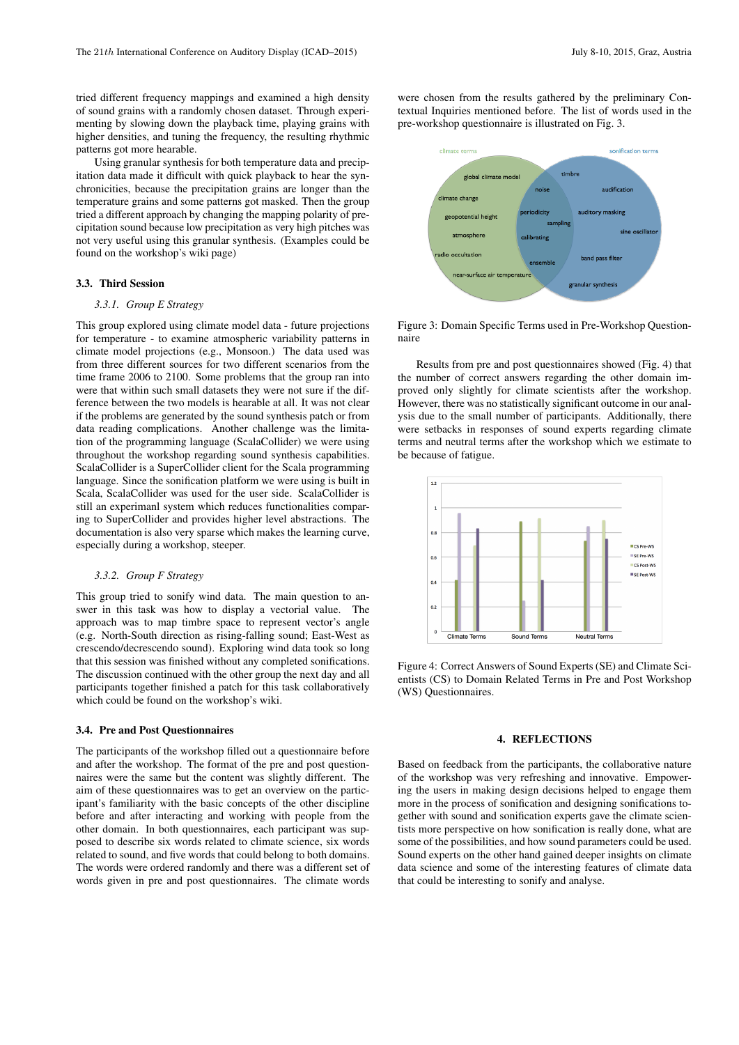tried different frequency mappings and examined a high density of sound grains with a randomly chosen dataset. Through experimenting by slowing down the playback time, playing grains with higher densities, and tuning the frequency, the resulting rhythmic patterns got more hearable.

Using granular synthesis for both temperature data and precipitation data made it difficult with quick playback to hear the synchronicities, because the precipitation grains are longer than the temperature grains and some patterns got masked. Then the group tried a different approach by changing the mapping polarity of precipitation sound because low precipitation as very high pitches was not very useful using this granular synthesis. (Examples could be found on the workshop's wiki page)

### 3.3. Third Session

#### 3.3.1. *Group E Strategy*

This group explored using climate model data - future projections for temperature - to examine atmospheric variability patterns in climate model projections (e.g., Monsoon.) The data used was from three different sources for two different scenarios from the time frame 2006 to 2100. Some problems that the group ran into were that within such small datasets they were not sure if the difference between the two models is hearable at all. It was not clear if the problems are generated by the sound synthesis patch or from data reading complications. Another challenge was the limitation of the programming language (ScalaCollider) we were using throughout the workshop regarding sound synthesis capabilities. ScalaCollider is a SuperCollider client for the Scala programming language. Since the sonification platform we were using is built in Scala, ScalaCollider was used for the user side. ScalaCollider is still an experimanl system which reduces functionalities comparing to SuperCollider and provides higher level abstractions. The documentation is also very sparse which makes the learning curve, especially during a workshop, steeper.

#### 3.3.2. *Group F Strategy*

This group tried to sonify wind data. The main question to answer in this task was how to display a vectorial value. The approach was to map timbre space to represent vector's angle (e.g. North-South direction as rising-falling sound; East-West as crescendo/decrescendo sound). Exploring wind data took so long that this session was finished without any completed sonifications. The discussion continued with the other group the next day and all participants together finished a patch for this task collaboratively which could be found on the workshop's wiki.

### 3.4. Pre and Post Questionnaires

The participants of the workshop filled out a questionnaire before and after the workshop. The format of the pre and post questionnaires were the same but the content was slightly different. The aim of these questionnaires was to get an overview on the participant's familiarity with the basic concepts of the other discipline before and after interacting and working with people from the other domain. In both questionnaires, each participant was supposed to describe six words related to climate science, six words related to sound, and five words that could belong to both domains. The words were ordered randomly and there was a different set of words given in pre and post questionnaires. The climate words were chosen from the results gathered by the preliminary Contextual Inquiries mentioned before. The list of words used in the pre-workshop questionnaire is illustrated on Fig. 3.

Figure 3: Domain Specific Terms used in Pre-Workshop Questionnaire

Results from pre and post questionnaires showed (Fig. 4) that the number of correct answers regarding the other domain improved only slightly for climate scientists after the workshop. However, there was no statistically significant outcome in our analysis due to the small number of participants. Additionally, there were setbacks in responses of sound experts regarding climate terms and neutral terms after the workshop which we estimate to be because of fatigue.

Figure 4: Correct Answers of Sound Experts (SE) and Climate Scientists (CS) to Domain Related Terms in Pre and Post Workshop (WS) Questionnaires.

## 4. REFLECTIONS

Based on feedback from the participants, the collaborative nature of the workshop was very refreshing and innovative. Empowering the users in making design decisions helped to engage them more in the process of sonification and designing sonifications together with sound and sonification experts gave the climate scientists more perspective on how sonification is really done, what are some of the possibilities, and how sound parameters could be used. Sound experts on the other hand gained deeper insights on climate data science and some of the interesting features of climate data that could be interesting to sonify and analyse.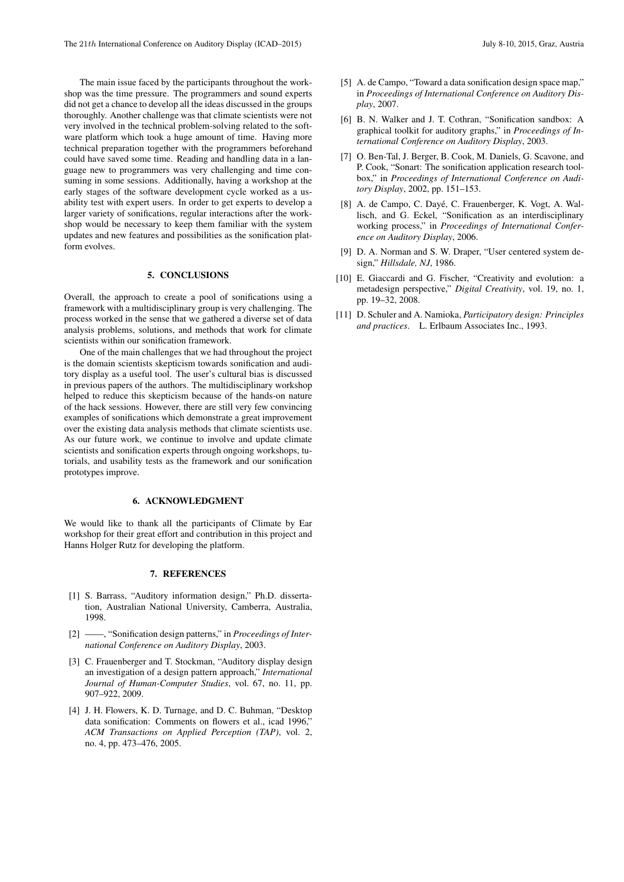The main issue faced by the participants throughout the workshop was the time pressure. The programmers and sound experts did not get a chance to develop all the ideas discussed in the groups thoroughly. Another challenge was that climate scientists were not very involved in the technical problem-solving related to the software platform which took a huge amount of time. Having more technical preparation together with the programmers beforehand could have saved some time. Reading and handling data in a language new to programmers was very challenging and time consuming in some sessions. Additionally, having a workshop at the early stages of the software development cycle worked as a usability test with expert users. In order to get experts to develop a larger variety of sonifications, regular interactions after the workshop would be necessary to keep them familiar with the system updates and new features and possibilities as the sonification platform evolves.

## 5. CONCLUSIONS

Overall, the approach to create a pool of sonifications using a framework with a multidisciplinary group is very challenging. The process worked in the sense that we gathered a diverse set of data analysis problems, solutions, and methods that work for climate scientists within our sonification framework.

One of the main challenges that we had throughout the project is the domain scientists skepticism towards sonification and auditory display as a useful tool. The user's cultural bias is discussed in previous papers of the authors. The multidisciplinary workshop helped to reduce this skepticism because of the hands-on nature of the hack sessions. However, there are still very few convincing examples of sonifications which demonstrate a great improvement over the existing data analysis methods that climate scientists use. As our future work, we continue to involve and update climate scientists and sonification experts through ongoing workshops, tutorials, and usability tests as the framework and our sonification prototypes improve.

## 6. ACKNOWLEDGMENT

We would like to thank all the participants of Climate by Ear workshop for their great effort and contribution in this project and Hanns Holger Rutz for developing the platform.

## 7. REFERENCES

[1] S. Barrass, "Auditory information design," Ph.D. dissertation, Australian National University, Camberra, Australia, 1998.

[2] ——, "Sonification design patterns," in *Proceedings of International Conference on Auditory Display*, 2003.

[3] C. Frauenberger and T. Stockman, "Auditory display design an investigation of a design pattern approach," *International Journal of Human-Computer Studies*, vol. 67, no. 11, pp. 907–922, 2009.

[4] J. H. Flowers, K. D. Turnage, and D. C. Buhman, "Desktop data sonification: Comments on flowers et al., icad 1996," *ACM Transactions on Applied Perception (TAP)*, vol. 2, no. 4, pp. 473–476, 2005.

[5] A. de Campo, "Toward a data sonification design space map," in *Proceedings of International Conference on Auditory Display*, 2007.

[6] B. N. Walker and J. T. Cothran, "Sonification sandbox: A graphical toolkit for auditory graphs," in *Proceedings of International Conference on Auditory Display*, 2003.

[7] O. Ben-Tal, J. Berger, B. Cook, M. Daniels, G. Scavone, and P. Cook, "Sonart: The sonification application research toolbox," in *Proceedings of International Conference on Auditory Display*, 2002, pp. 151–153.

[8] A. de Campo, C. Dayé, C. Frauenberger, K. Vogt, A. Wallisch, and G. Eckel, "Sonification as an interdisciplinary working process," in *Proceedings of International Conference on Auditory Display*, 2006.

[9] D. A. Norman and S. W. Draper, "User centered system design," *Hillsdale, NJ*, 1986.

[10] E. Giaccardi and G. Fischer, "Creativity and evolution: a metadesign perspective," *Digital Creativity*, vol. 19, no. 1, pp. 19–32, 2008.

[11] D. Schuler and A. Namioka, *Participatory design: Principles and practices*. L. Erlbaum Associates Inc., 1993.